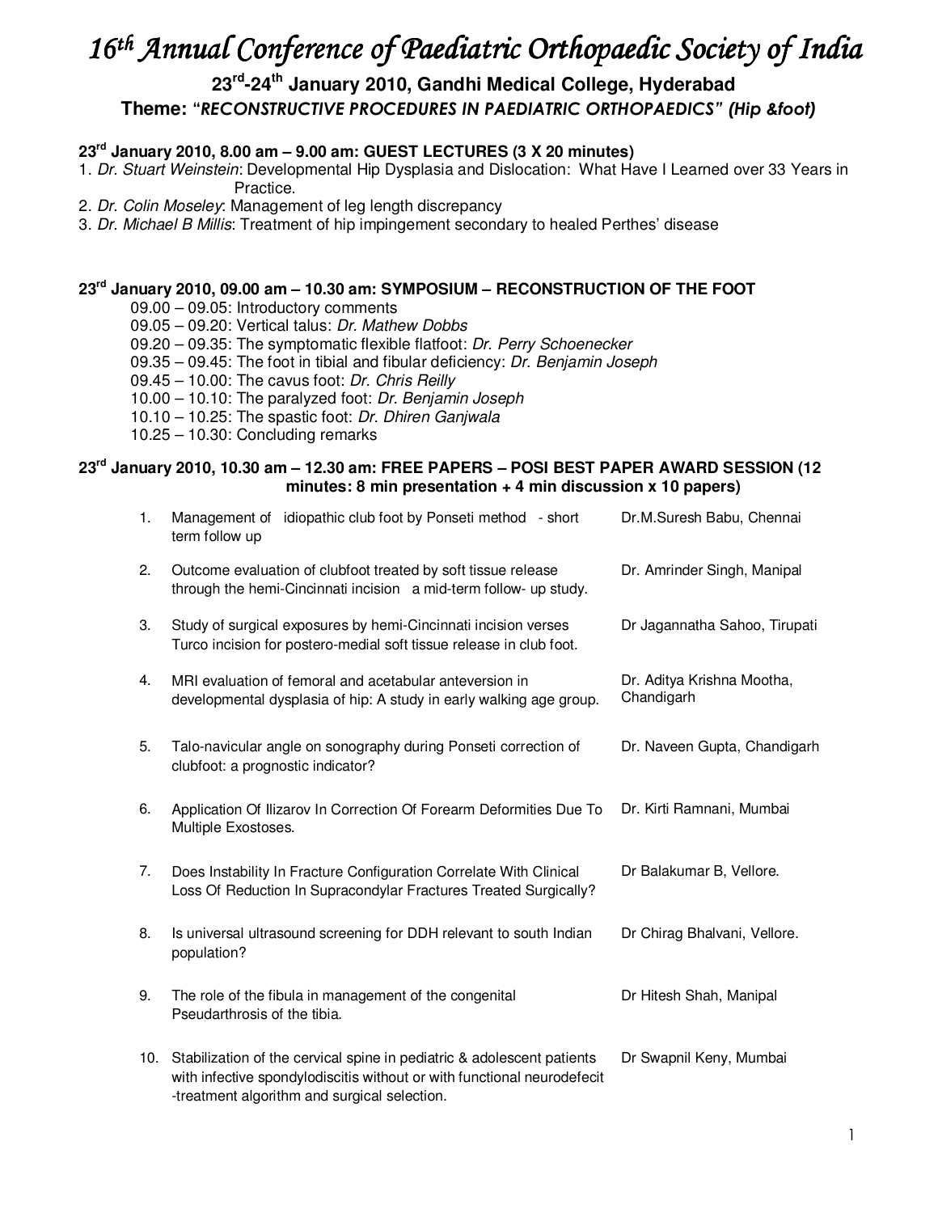// "# 16th Annual Conference of Paediatric Orthopaedic Society of India

## 23rd-24th January 2010, Gandhi Medical College, Hyderabad

### Theme: "*RECONSTRUCTIVE PROCEDURES IN PAEDIATRIC ORTHOPAEDICS*" *(Hip &foot)*

**23rd January 2010, 8.00 am – 9.00 am: GUEST LECTURES (3 X 20 minutes)**

1. *Dr. Stuart Weinstein*: Developmental Hip Dysplasia and Dislocation: What Have I Learned over 33 Years in Practice.
2. *Dr. Colin Moseley*: Management of leg length discrepancy
3. *Dr. Michael B Millis*: Treatment of hip impingement secondary to healed Perthes' disease

**23rd January 2010, 09.00 am – 10.30 am: SYMPOSIUM – RECONSTRUCTION OF THE FOOT**

- 09.00 – 09.05: Introductory comments
- 09.05 – 09.20: Vertical talus: *Dr. Mathew Dobbs*
- 09.20 – 09.35: The symptomatic flexible flatfoot: *Dr. Perry Schoenecker*
- 09.35 – 09.45: The foot in tibial and fibular deficiency: *Dr. Benjamin Joseph*
- 09.45 – 10.00: The cavus foot: *Dr. Chris Reilly*
- 10.00 – 10.10: The paralyzed foot: *Dr. Benjamin Joseph*
- 10.10 – 10.25: The spastic foot: *Dr. Dhiren Ganjwala*
- 10.25 – 10.30: Concluding remarks

**23rd January 2010, 10.30 am – 12.30 am: FREE PAPERS – POSI BEST PAPER AWARD SESSION (12 minutes: 8 min presentation + 4 min discussion x 10 papers)**

| No. | Title | Presenter |
|---|---|---|
| 1. | Management of idiopathic club foot by Ponseti method - short term follow up | Dr.M.Suresh Babu, Chennai |
| 2. | Outcome evaluation of clubfoot treated by soft tissue release through the hemi-Cincinnati incision a mid-term follow- up study. | Dr. Amrinder Singh, Manipal |
| 3. | Study of surgical exposures by hemi-Cincinnati incision verses Turco incision for postero-medial soft tissue release in club foot. | Dr Jagannatha Sahoo, Tirupati |
| 4. | MRI evaluation of femoral and acetabular anteversion in developmental dysplasia of hip: A study in early walking age group. | Dr. Aditya Krishna Mootha, Chandigarh |
| 5. | Talo-navicular angle on sonography during Ponseti correction of clubfoot: a prognostic indicator? | Dr. Naveen Gupta, Chandigarh |
| 6. | Application Of Ilizarov In Correction Of Forearm Deformities Due To Multiple Exostoses. | Dr. Kirti Ramnani, Mumbai |
| 7. | Does Instability In Fracture Configuration Correlate With Clinical Loss Of Reduction In Supracondylar Fractures Treated Surgically? | Dr Balakumar B, Vellore. |
| 8. | Is universal ultrasound screening for DDH relevant to south Indian population? | Dr Chirag Bhalvani, Vellore. |
| 9. | The role of the fibula in management of the congenital Pseudarthrosis of the tibia. | Dr Hitesh Shah, Manipal |
| 10. | Stabilization of the cervical spine in pediatric & adolescent patients with infective spondylodiscitis without or with functional neurodefecit -treatment algorithm and surgical selection. | Dr Swapnil Keny, Mumbai |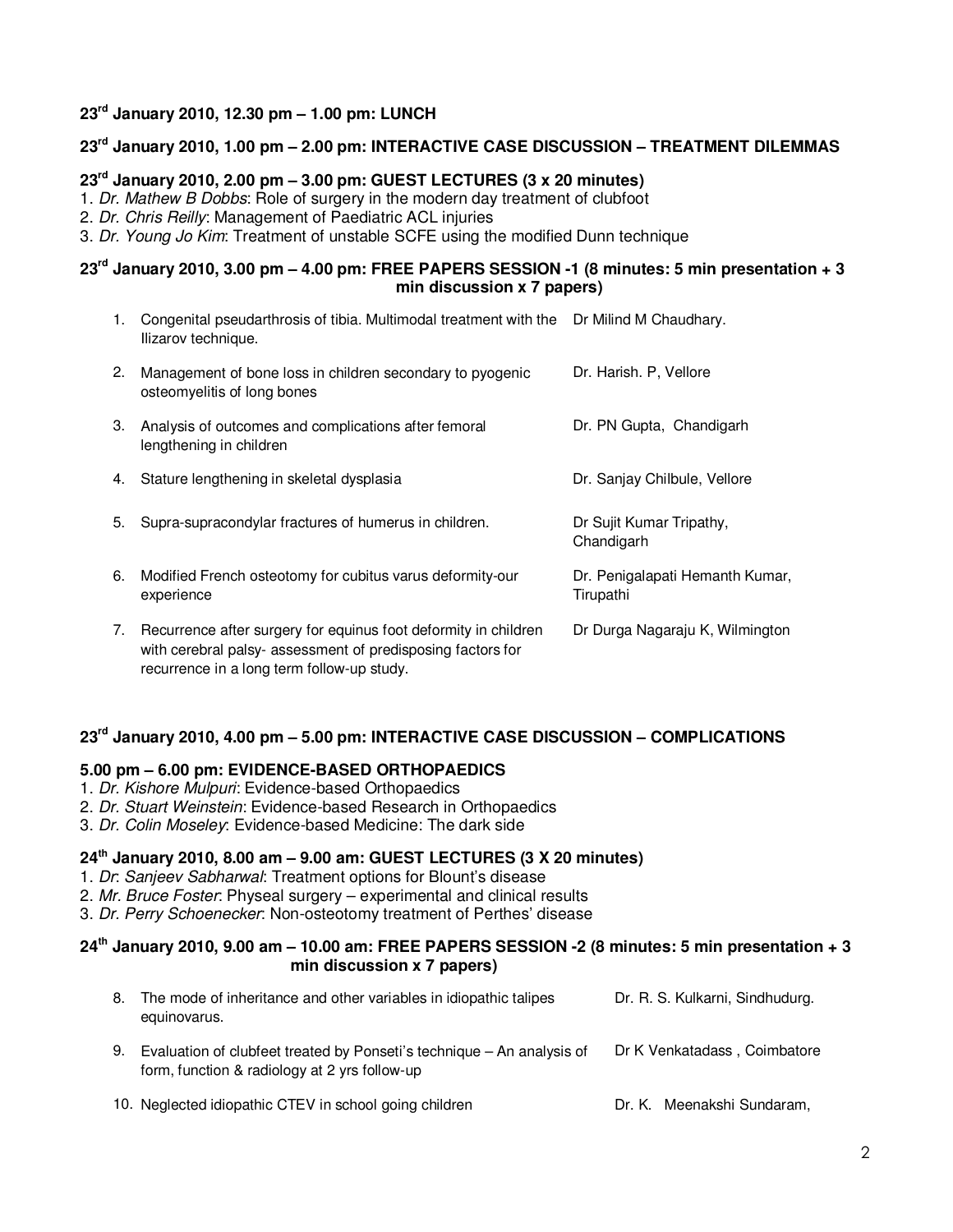**23rd January 2010, 12.30 pm – 1.00 pm: LUNCH**

**23rd January 2010, 1.00 pm – 2.00 pm: INTERACTIVE CASE DISCUSSION – TREATMENT DILEMMAS**

**23rd January 2010, 2.00 pm – 3.00 pm: GUEST LECTURES (3 x 20 minutes)**

1. *Dr. Mathew B Dobbs*: Role of surgery in the modern day treatment of clubfoot
2. *Dr. Chris Reilly*: Management of Paediatric ACL injuries
3. *Dr. Young Jo Kim*: Treatment of unstable SCFE using the modified Dunn technique

**23rd January 2010, 3.00 pm – 4.00 pm: FREE PAPERS SESSION -1 (8 minutes: 5 min presentation + 3 min discussion x 7 papers)**

| No. | Title | Presenter |
|---|---|---|
| 1. | Congenital pseudarthrosis of tibia. Multimodal treatment with the Ilizarov technique. | Dr Milind M Chaudhary. |
| 2. | Management of bone loss in children secondary to pyogenic osteomyelitis of long bones | Dr. Harish. P, Vellore |
| 3. | Analysis of outcomes and complications after femoral lengthening in children | Dr. PN Gupta, Chandigarh |
| 4. | Stature lengthening in skeletal dysplasia | Dr. Sanjay Chilbule, Vellore |
| 5. | Supra-supracondylar fractures of humerus in children. | Dr Sujit Kumar Tripathy, Chandigarh |
| 6. | Modified French osteotomy for cubitus varus deformity-our experience | Dr. Penigalapati Hemanth Kumar, Tirupathi |
| 7. | Recurrence after surgery for equinus foot deformity in children with cerebral palsy- assessment of predisposing factors for recurrence in a long term follow-up study. | Dr Durga Nagaraju K, Wilmington |

**23rd January 2010, 4.00 pm – 5.00 pm: INTERACTIVE CASE DISCUSSION – COMPLICATIONS**

**5.00 pm – 6.00 pm: EVIDENCE-BASED ORTHOPAEDICS**

1. *Dr. Kishore Mulpuri*: Evidence-based Orthopaedics
2. *Dr. Stuart Weinstein*: Evidence-based Research in Orthopaedics
3. *Dr. Colin Moseley*: Evidence-based Medicine: The dark side

**24th January 2010, 8.00 am – 9.00 am: GUEST LECTURES (3 X 20 minutes)**

1. *Dr*: *Sanjeev Sabharwal*: Treatment options for Blount's disease
2. *Mr. Bruce Foster*: Physeal surgery – experimental and clinical results
3. *Dr. Perry Schoenecker*: Non-osteotomy treatment of Perthes' disease

**24th January 2010, 9.00 am – 10.00 am: FREE PAPERS SESSION -2 (8 minutes: 5 min presentation + 3 min discussion x 7 papers)**

| No. | Title | Presenter |
|---|---|---|
| 8. | The mode of inheritance and other variables in idiopathic talipes equinovarus. | Dr. R. S. Kulkarni, Sindhudurg. |
| 9. | Evaluation of clubfeet treated by Ponseti's technique – An analysis of form, function & radiology at 2 yrs follow-up | Dr K Venkatadass , Coimbatore |
| 10. | Neglected idiopathic CTEV in school going children | Dr. K. Meenakshi Sundaram, |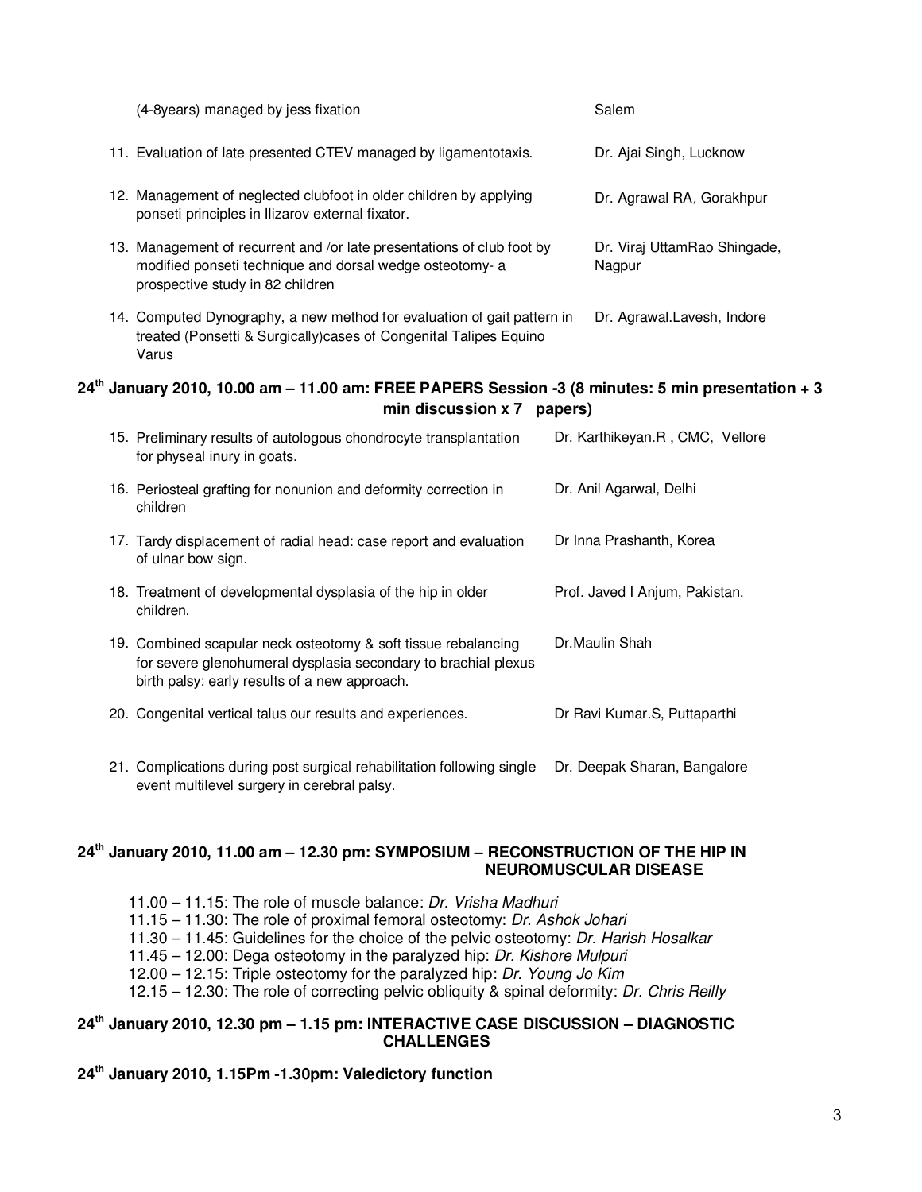| | |
|---|---|
| (4-8years) managed by jess fixation | Salem |
| 11. Evaluation of late presented CTEV managed by ligamentotaxis. | Dr. Ajai Singh, Lucknow |
| 12. Management of neglected clubfoot in older children by applying ponseti principles in Ilizarov external fixator. | Dr. Agrawal RA, Gorakhpur |
| 13. Management of recurrent and /or late presentations of club foot by modified ponseti technique and dorsal wedge osteotomy- a prospective study in 82 children | Dr. Viraj UttamRao Shingade, Nagpur |
| 14. Computed Dynography, a new method for evaluation of gait pattern in treated (Ponsetti & Surgically)cases of Congenital Talipes Equino Varus | Dr. Agrawal.Lavesh, Indore |

### 24th January 2010, 10.00 am – 11.00 am: FREE PAPERS Session -3 (8 minutes: 5 min presentation + 3 min discussion x 7 papers)

| | |
|---|---|
| 15. Preliminary results of autologous chondrocyte transplantation for physeal inury in goats. | Dr. Karthikeyan.R , CMC, Vellore |
| 16. Periosteal grafting for nonunion and deformity correction in children | Dr. Anil Agarwal, Delhi |
| 17. Tardy displacement of radial head: case report and evaluation of ulnar bow sign. | Dr Inna Prashanth, Korea |
| 18. Treatment of developmental dysplasia of the hip in older children. | Prof. Javed I Anjum, Pakistan. |
| 19. Combined scapular neck osteotomy & soft tissue rebalancing for severe glenohumeral dysplasia secondary to brachial plexus birth palsy: early results of a new approach. | Dr.Maulin Shah |
| 20. Congenital vertical talus our results and experiences. | Dr Ravi Kumar.S, Puttaparthi |
| 21. Complications during post surgical rehabilitation following single event multilevel surgery in cerebral palsy. | Dr. Deepak Sharan, Bangalore |

### 24th January 2010, 11.00 am – 12.30 pm: SYMPOSIUM – RECONSTRUCTION OF THE HIP IN NEUROMUSCULAR DISEASE

11.00 – 11.15: The role of muscle balance: *Dr. Vrisha Madhuri*
11.15 – 11.30: The role of proximal femoral osteotomy: *Dr. Ashok Johari*
11.30 – 11.45: Guidelines for the choice of the pelvic osteotomy: *Dr. Harish Hosalkar*
11.45 – 12.00: Dega osteotomy in the paralyzed hip: *Dr. Kishore Mulpuri*
12.00 – 12.15: Triple osteotomy for the paralyzed hip: *Dr. Young Jo Kim*
12.15 – 12.30: The role of correcting pelvic obliquity & spinal deformity: *Dr. Chris Reilly*

### 24th January 2010, 12.30 pm – 1.15 pm: INTERACTIVE CASE DISCUSSION – DIAGNOSTIC CHALLENGES

### 24th January 2010, 1.15Pm -1.30pm: Valedictory function